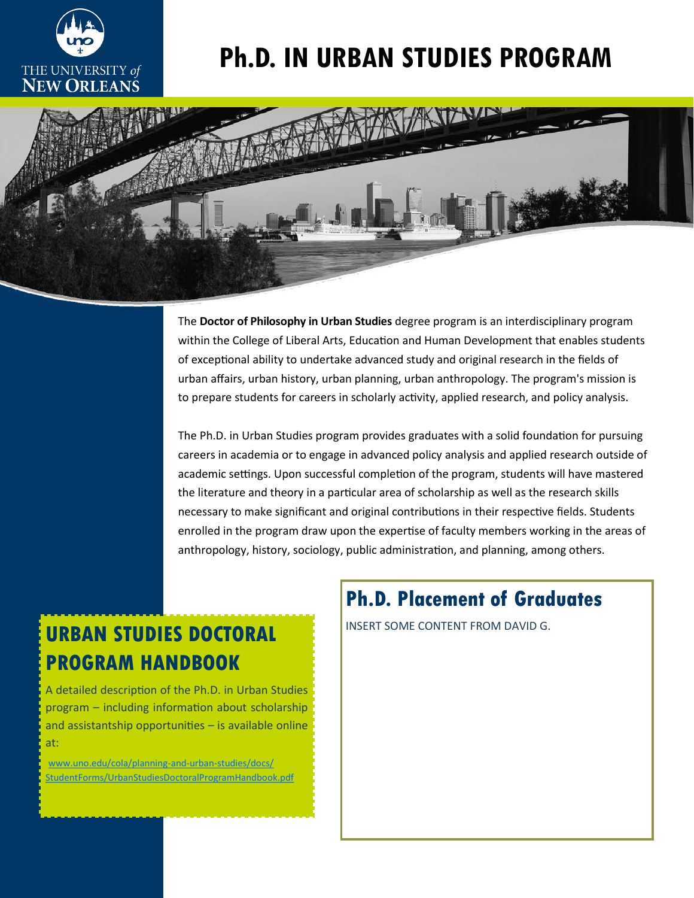THE UNIVERSITY *of* NEW ORLEANS

# Ph.D. IN URBAN STUDIES PROGRAM

The **Doctor of Philosophy in Urban Studies** degree program is an interdisciplinary program within the College of Liberal Arts, Education and Human Development that enables students of exceptional ability to undertake advanced study and original research in the fields of urban affairs, urban history, urban planning, urban anthropology. The program's mission is to prepare students for careers in scholarly activity, applied research, and policy analysis.

The Ph.D. in Urban Studies program provides graduates with a solid foundation for pursuing careers in academia or to engage in advanced policy analysis and applied research outside of academic settings. Upon successful completion of the program, students will have mastered the literature and theory in a particular area of scholarship as well as the research skills necessary to make significant and original contributions in their respective fields. Students enrolled in the program draw upon the expertise of faculty members working in the areas of anthropology, history, sociology, public administration, and planning, among others.

## URBAN STUDIES DOCTORAL PROGRAM HANDBOOK

A detailed description of the Ph.D. in Urban Studies program – including information about scholarship and assistantship opportunities – is available online at:

www.uno.edu/cola/planning-and-urban-studies/docs/StudentForms/UrbanStudiesDoctoralProgramHandbook.pdf

## Ph.D. Placement of Graduates

INSERT SOME CONTENT FROM DAVID G.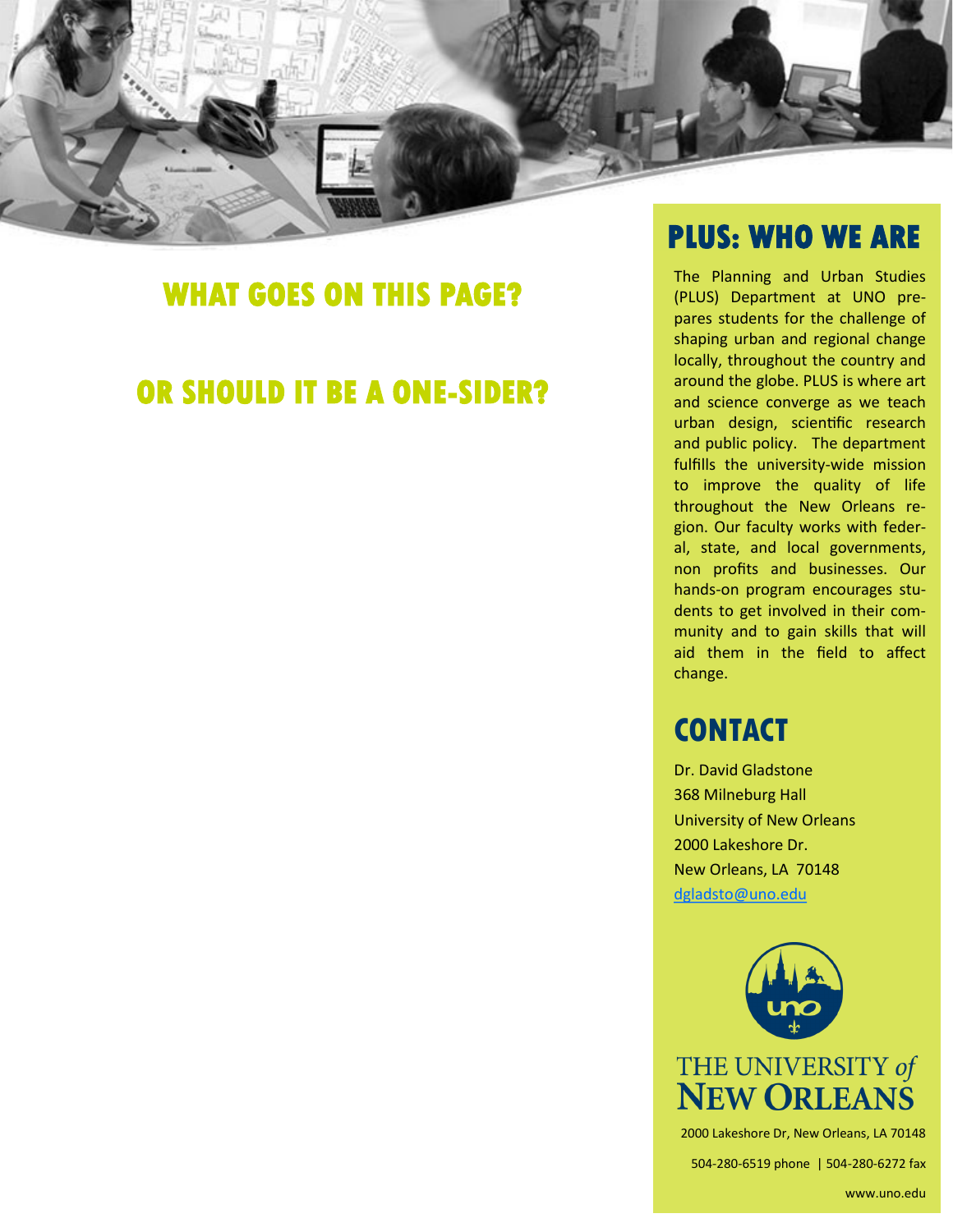## WHAT GOES ON THIS PAGE?

## OR SHOULD IT BE A ONE-SIDER?

## PLUS: WHO WE ARE

The Planning and Urban Studies (PLUS) Department at UNO prepares students for the challenge of shaping urban and regional change locally, throughout the country and around the globe. PLUS is where art and science converge as we teach urban design, scientific research and public policy. The department fulfills the university-wide mission to improve the quality of life throughout the New Orleans region. Our faculty works with federal, state, and local governments, non profits and businesses. Our hands-on program encourages students to get involved in their community and to gain skills that will aid them in the field to affect change.

## CONTACT

Dr. David Gladstone
368 Milneburg Hall
University of New Orleans
2000 Lakeshore Dr.
New Orleans, LA 70148
dgladsto@uno.edu

THE UNIVERSITY *of* NEW ORLEANS

2000 Lakeshore Dr, New Orleans, LA 70148

504-280-6519 phone | 504-280-6272 fax

www.uno.edu